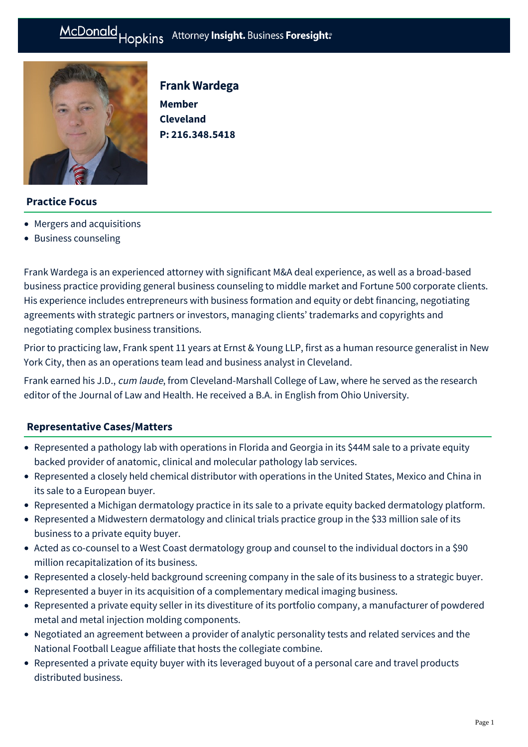# Frank Wardega

**Member**
**Cleveland**
**P: 216.348.5418**

## Practice Focus

- Mergers and acquisitions
- Business counseling

Frank Wardega is an experienced attorney with significant M&A deal experience, as well as a broad-based business practice providing general business counseling to middle market and Fortune 500 corporate clients. His experience includes entrepreneurs with business formation and equity or debt financing, negotiating agreements with strategic partners or investors, managing clients' trademarks and copyrights and negotiating complex business transitions.

Prior to practicing law, Frank spent 11 years at Ernst & Young LLP, first as a human resource generalist in New York City, then as an operations team lead and business analyst in Cleveland.

Frank earned his J.D., *cum laude*, from Cleveland-Marshall College of Law, where he served as the research editor of the Journal of Law and Health. He received a B.A. in English from Ohio University.

## Representative Cases/Matters

- Represented a pathology lab with operations in Florida and Georgia in its $44M sale to a private equity backed provider of anatomic, clinical and molecular pathology lab services.
- Represented a closely held chemical distributor with operations in the United States, Mexico and China in its sale to a European buyer.
- Represented a Michigan dermatology practice in its sale to a private equity backed dermatology platform.
- Represented a Midwestern dermatology and clinical trials practice group in the $33 million sale of its business to a private equity buyer.
- Acted as co-counsel to a West Coast dermatology group and counsel to the individual doctors in a $90 million recapitalization of its business.
- Represented a closely-held background screening company in the sale of its business to a strategic buyer.
- Represented a buyer in its acquisition of a complementary medical imaging business.
- Represented a private equity seller in its divestiture of its portfolio company, a manufacturer of powdered metal and metal injection molding components.
- Negotiated an agreement between a provider of analytic personality tests and related services and the National Football League affiliate that hosts the collegiate combine.
- Represented a private equity buyer with its leveraged buyout of a personal care and travel products distributed business.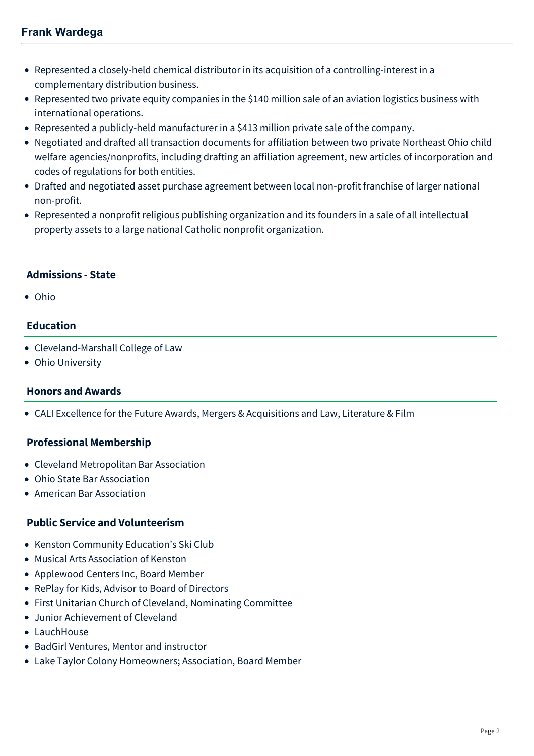- Represented a closely-held chemical distributor in its acquisition of a controlling-interest in a complementary distribution business.
- Represented two private equity companies in the $140 million sale of an aviation logistics business with international operations.
- Represented a publicly-held manufacturer in a $413 million private sale of the company.
- Negotiated and drafted all transaction documents for affiliation between two private Northeast Ohio child welfare agencies/nonprofits, including drafting an affiliation agreement, new articles of incorporation and codes of regulations for both entities.
- Drafted and negotiated asset purchase agreement between local non-profit franchise of larger national non-profit.
- Represented a nonprofit religious publishing organization and its founders in a sale of all intellectual property assets to a large national Catholic nonprofit organization.

## Admissions - State

- Ohio

## Education

- Cleveland-Marshall College of Law
- Ohio University

## Honors and Awards

- CALI Excellence for the Future Awards, Mergers & Acquisitions and Law, Literature & Film

## Professional Membership

- Cleveland Metropolitan Bar Association
- Ohio State Bar Association
- American Bar Association

## Public Service and Volunteerism

- Kenston Community Education's Ski Club
- Musical Arts Association of Kenston
- Applewood Centers Inc, Board Member
- RePlay for Kids, Advisor to Board of Directors
- First Unitarian Church of Cleveland, Nominating Committee
- Junior Achievement of Cleveland
- LauchHouse
- BadGirl Ventures, Mentor and instructor
- Lake Taylor Colony Homeowners; Association, Board Member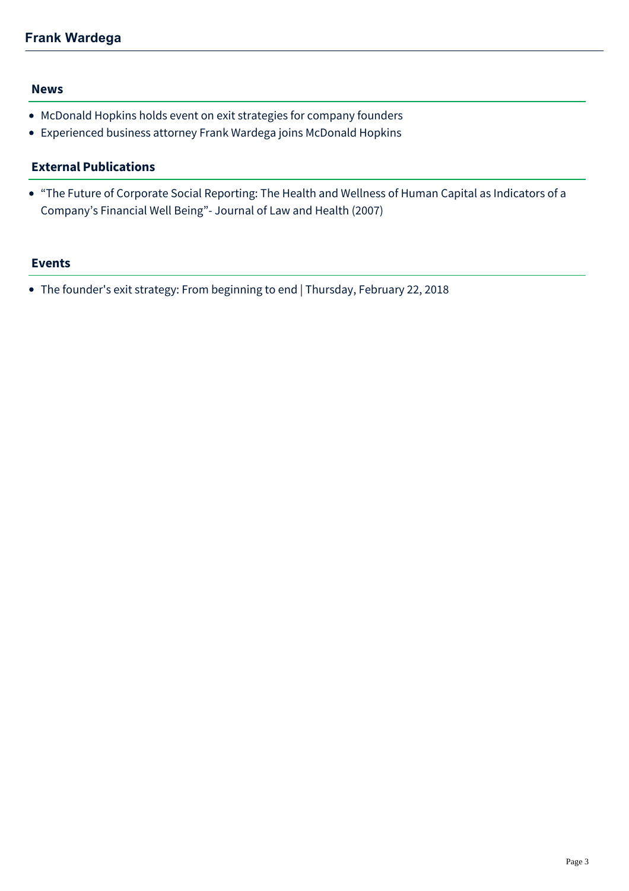## News

- McDonald Hopkins holds event on exit strategies for company founders
- Experienced business attorney Frank Wardega joins McDonald Hopkins

## External Publications

- “The Future of Corporate Social Reporting: The Health and Wellness of Human Capital as Indicators of a Company’s Financial Well Being”- Journal of Law and Health (2007)

## Events

- The founder's exit strategy: From beginning to end | Thursday, February 22, 2018